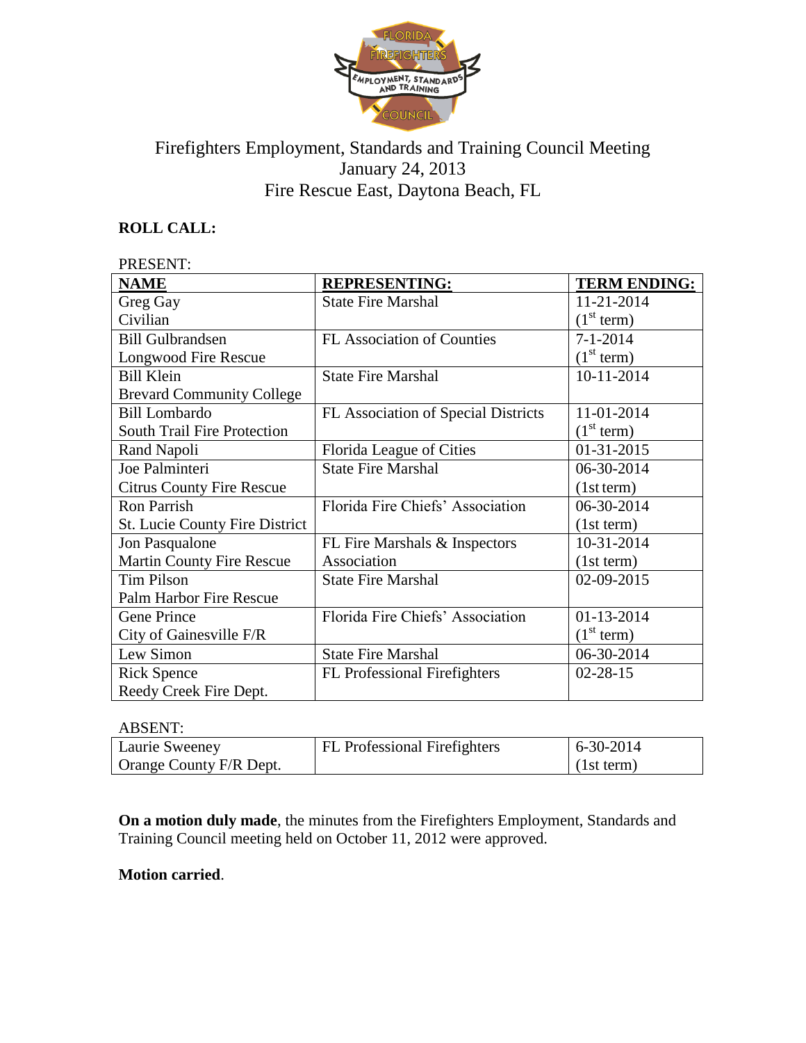# Firefighters Employment, Standards and Training Council Meeting
January 24, 2013
Fire Rescue East, Daytona Beach, FL

**ROLL CALL:**

PRESENT:

| NAME | REPRESENTING: | TERM ENDING: |
|---|---|---|
| Greg Gay<br>Civilian | State Fire Marshal | 11-21-2014<br>(1st term) |
| Bill Gulbrandsen<br>Longwood Fire Rescue | FL Association of Counties | 7-1-2014<br>(1st term) |
| Bill Klein<br>Brevard Community College | State Fire Marshal | 10-11-2014 |
| Bill Lombardo<br>South Trail Fire Protection | FL Association of Special Districts | 11-01-2014<br>(1st term) |
| Rand Napoli | Florida League of Cities | 01-31-2015 |
| Joe Palminteri<br>Citrus County Fire Rescue | State Fire Marshal | 06-30-2014<br>(1st term) |
| Ron Parrish<br>St. Lucie County Fire District | Florida Fire Chiefs' Association | 06-30-2014<br>(1st term) |
| Jon Pasqualone<br>Martin County Fire Rescue | FL Fire Marshals & Inspectors Association | 10-31-2014<br>(1st term) |
| Tim Pilson<br>Palm Harbor Fire Rescue | State Fire Marshal | 02-09-2015 |
| Gene Prince<br>City of Gainesville F/R | Florida Fire Chiefs' Association | 01-13-2014<br>(1st term) |
| Lew Simon | State Fire Marshal | 06-30-2014 |
| Rick Spence<br>Reedy Creek Fire Dept. | FL Professional Firefighters | 02-28-15 |

ABSENT:

| | | |
|---|---|---|
| Laurie Sweeney<br>Orange County F/R Dept. | FL Professional Firefighters | 6-30-2014<br>(1st term) |

**On a motion duly made**, the minutes from the Firefighters Employment, Standards and Training Council meeting held on October 11, 2012 were approved.

**Motion carried**.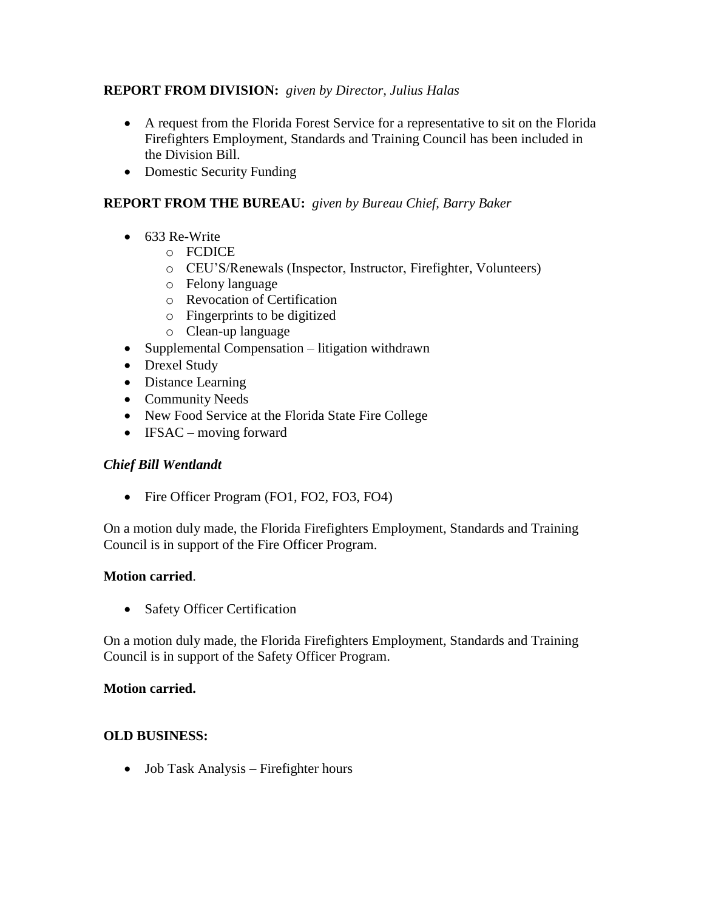**REPORT FROM DIVISION:** *given by Director, Julius Halas*

- A request from the Florida Forest Service for a representative to sit on the Florida Firefighters Employment, Standards and Training Council has been included in the Division Bill.
- Domestic Security Funding

**REPORT FROM THE BUREAU:** *given by Bureau Chief, Barry Baker*

- 633 Re-Write
  - FCDICE
  - CEU'S/Renewals (Inspector, Instructor, Firefighter, Volunteers)
  - Felony language
  - Revocation of Certification
  - Fingerprints to be digitized
  - Clean-up language
- Supplemental Compensation – litigation withdrawn
- Drexel Study
- Distance Learning
- Community Needs
- New Food Service at the Florida State Fire College
- IFSAC – moving forward

***Chief Bill Wentlandt***

- Fire Officer Program (FO1, FO2, FO3, FO4)

On a motion duly made, the Florida Firefighters Employment, Standards and Training Council is in support of the Fire Officer Program.

**Motion carried**.

- Safety Officer Certification

On a motion duly made, the Florida Firefighters Employment, Standards and Training Council is in support of the Safety Officer Program.

**Motion carried.**

**OLD BUSINESS:**

- Job Task Analysis – Firefighter hours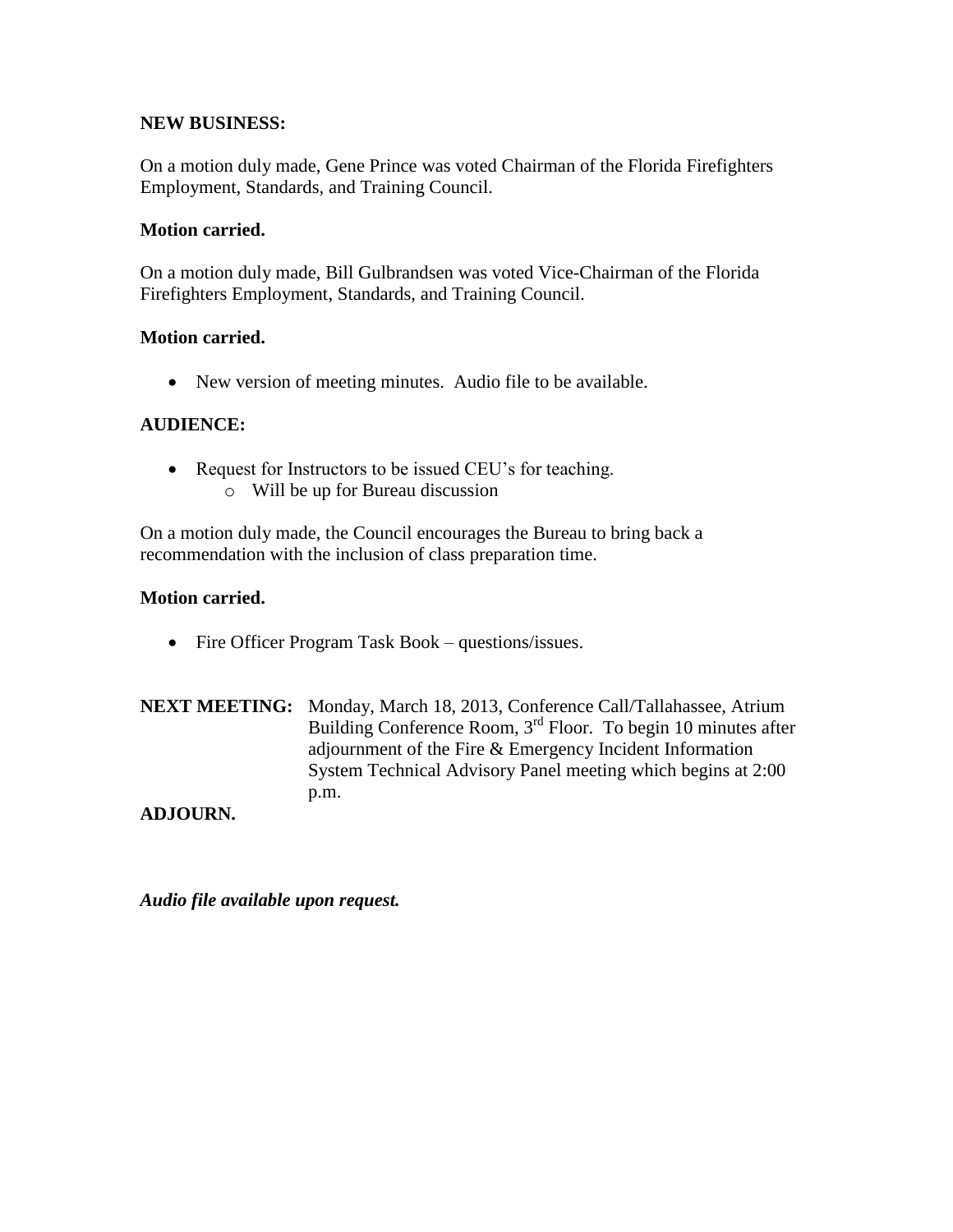**NEW BUSINESS:**

On a motion duly made, Gene Prince was voted Chairman of the Florida Firefighters Employment, Standards, and Training Council.

**Motion carried.**

On a motion duly made, Bill Gulbrandsen was voted Vice-Chairman of the Florida Firefighters Employment, Standards, and Training Council.

**Motion carried.**

- New version of meeting minutes. Audio file to be available.

**AUDIENCE:**

- Request for Instructors to be issued CEU's for teaching.
  - Will be up for Bureau discussion

On a motion duly made, the Council encourages the Bureau to bring back a recommendation with the inclusion of class preparation time.

**Motion carried.**

- Fire Officer Program Task Book – questions/issues.

**NEXT MEETING:** Monday, March 18, 2013, Conference Call/Tallahassee, Atrium Building Conference Room, 3rd Floor. To begin 10 minutes after adjournment of the Fire & Emergency Incident Information System Technical Advisory Panel meeting which begins at 2:00 p.m.

**ADJOURN.**

***Audio file available upon request.***